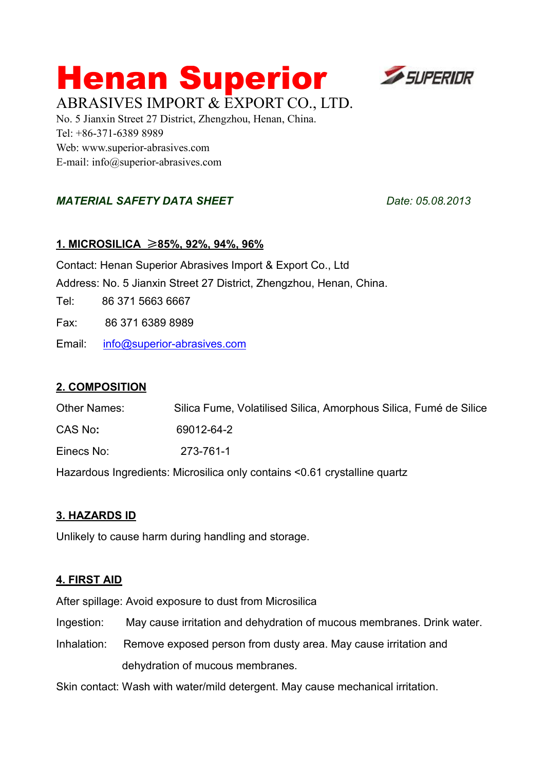# Henan Superior

ABRASIVES IMPORT & EXPORT CO., LTD.

No. 5 Jianxin Street 27 District, Zhengzhou, Henan, China.
Tel: +86-371-6389 8989
Web: www.superior-abrasives.com
E-mail: info@superior-abrasives.com

***MATERIAL SAFETY DATA SHEET*** *Date: 05.08.2013*

## 1. MICROSILICA ≥85%, 92%, 94%, 96%

Contact: Henan Superior Abrasives Import & Export Co., Ltd

Address: No. 5 Jianxin Street 27 District, Zhengzhou, Henan, China.

Tel: 86 371 5663 6667

Fax: 86 371 6389 8989

Email: info@superior-abrasives.com

## 2. COMPOSITION

Other Names: Silica Fume, Volatilised Silica, Amorphous Silica, Fumé de Silice

CAS No**:** 69012-64-2

Einecs No: 273-761-1

Hazardous Ingredients: Microsilica only contains <0.61 crystalline quartz

## 3. HAZARDS ID

Unlikely to cause harm during handling and storage.

## 4. FIRST AID

After spillage: Avoid exposure to dust from Microsilica

Ingestion: May cause irritation and dehydration of mucous membranes. Drink water.

Inhalation: Remove exposed person from dusty area. May cause irritation and dehydration of mucous membranes.

Skin contact: Wash with water/mild detergent. May cause mechanical irritation.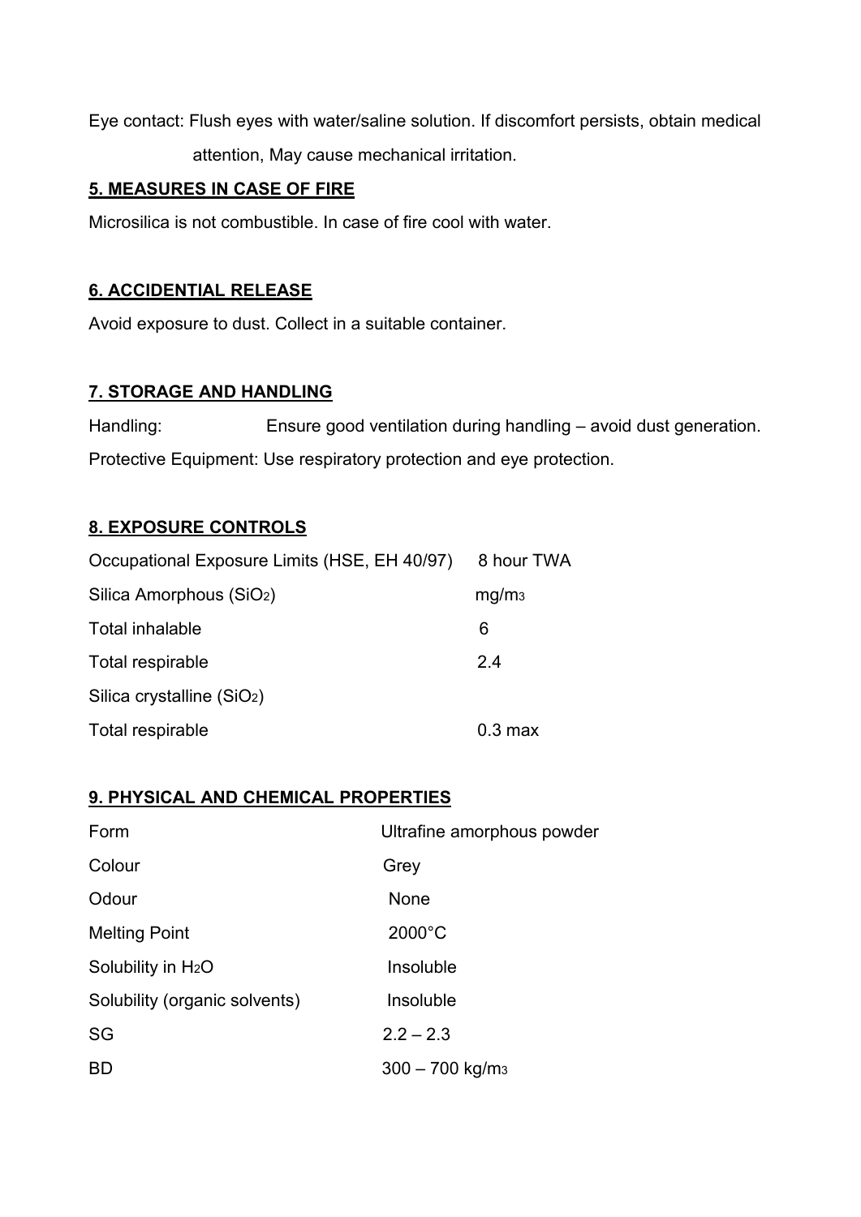Eye contact: Flush eyes with water/saline solution. If discomfort persists, obtain medical attention, May cause mechanical irritation.

## 5. MEASURES IN CASE OF FIRE

Microsilica is not combustible. In case of fire cool with water.

## 6. ACCIDENTIAL RELEASE

Avoid exposure to dust. Collect in a suitable container.

## 7. STORAGE AND HANDLING

Handling: Ensure good ventilation during handling – avoid dust generation.

Protective Equipment: Use respiratory protection and eye protection.

## 8. EXPOSURE CONTROLS

| Occupational Exposure Limits (HSE, EH 40/97) | 8 hour TWA |
|---|---|
| Silica Amorphous ($SiO_2$) | $mg/m^3$ |
| Total inhalable | 6 |
| Total respirable | 2.4 |
| Silica crystalline ($SiO_2$) | |
| Total respirable | 0.3 max |

## 9. PHYSICAL AND CHEMICAL PROPERTIES

| Property | Value |
|---|---|
| Form | Ultrafine amorphous powder |
| Colour | Grey |
| Odour | None |
| Melting Point | 2000°C |
| Solubility in $H_2O$ | Insoluble |
| Solubility (organic solvents) | Insoluble |
| SG | 2.2 – 2.3 |
| BD | 300 – 700 $kg/m^3$ |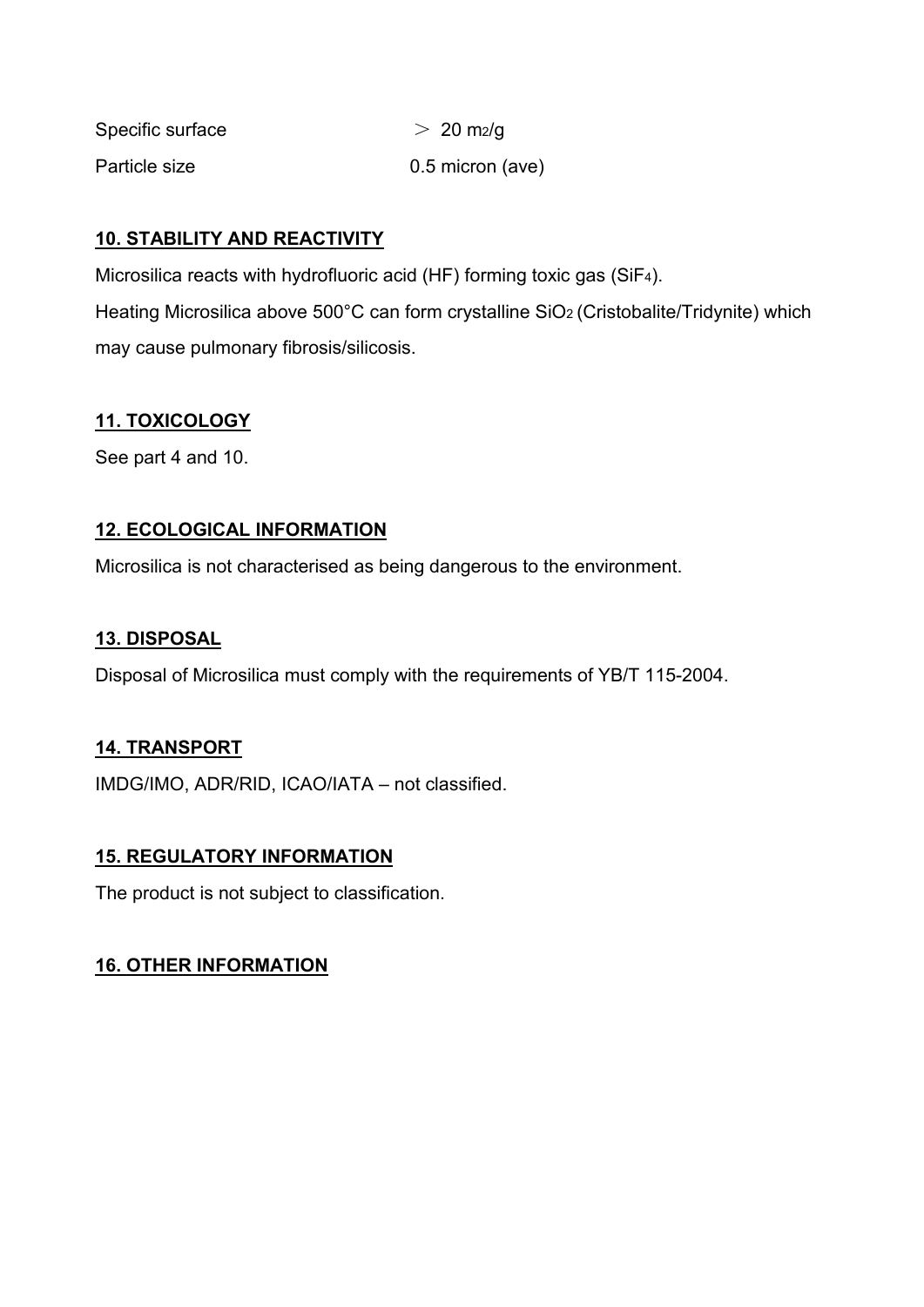| | |
|---|---|
| Specific surface | ＞ 20 $m^2/g$ |
| Particle size | 0.5 micron (ave) |

## 10. STABILITY AND REACTIVITY

Microsilica reacts with hydrofluoric acid (HF) forming toxic gas ($SiF_4$).

Heating Microsilica above 500°C can form crystalline $SiO_2$ (Cristobalite/Tridynite) which may cause pulmonary fibrosis/silicosis.

## 11. TOXICOLOGY

See part 4 and 10.

## 12. ECOLOGICAL INFORMATION

Microsilica is not characterised as being dangerous to the environment.

## 13. DISPOSAL

Disposal of Microsilica must comply with the requirements of YB/T 115-2004.

## 14. TRANSPORT

IMDG/IMO, ADR/RID, ICAO/IATA – not classified.

## 15. REGULATORY INFORMATION

The product is not subject to classification.

## 16. OTHER INFORMATION